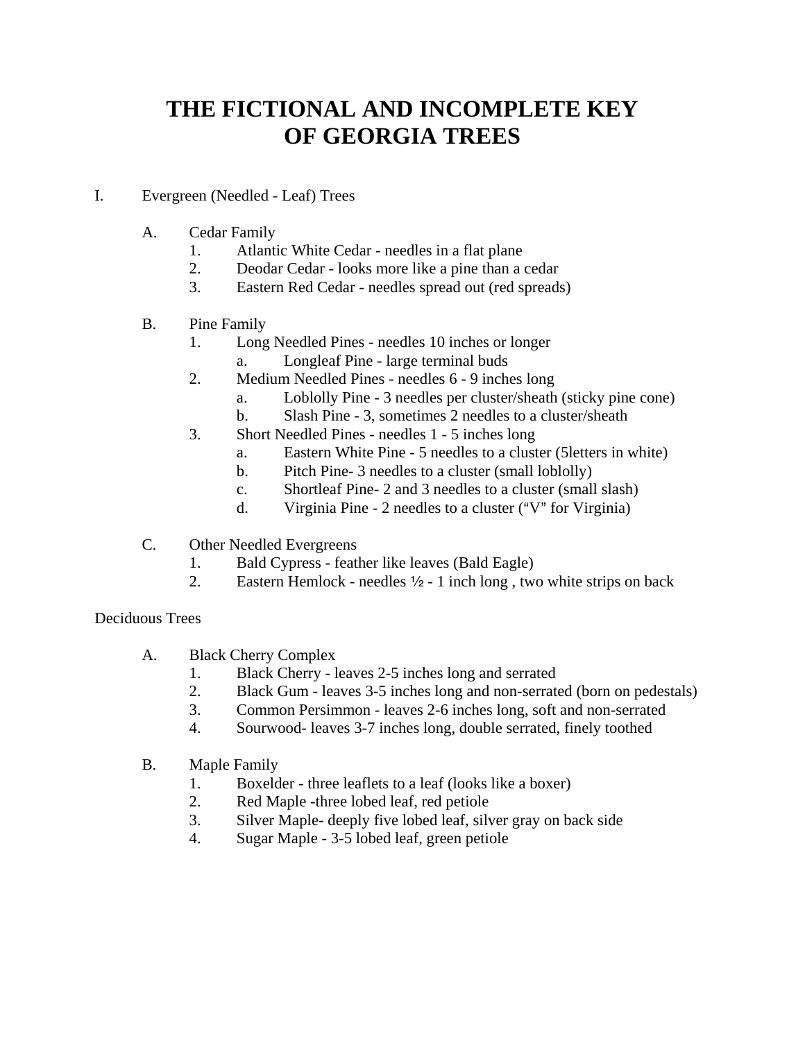# THE FICTIONAL AND INCOMPLETE KEY OF GEORGIA TREES

I. Evergreen (Needled - Leaf) Trees

A. Cedar Family
1. Atlantic White Cedar - needles in a flat plane
2. Deodar Cedar - looks more like a pine than a cedar
3. Eastern Red Cedar - needles spread out (red spreads)

B. Pine Family
1. Long Needled Pines - needles 10 inches or longer
    a. Longleaf Pine - large terminal buds
2. Medium Needled Pines - needles 6 - 9 inches long
    a. Loblolly Pine - 3 needles per cluster/sheath (sticky pine cone)
    b. Slash Pine - 3, sometimes 2 needles to a cluster/sheath
3. Short Needled Pines - needles 1 - 5 inches long
    a. Eastern White Pine - 5 needles to a cluster (5letters in white)
    b. Pitch Pine- 3 needles to a cluster (small loblolly)
    c. Shortleaf Pine- 2 and 3 needles to a cluster (small slash)
    d. Virginia Pine - 2 needles to a cluster ("V" for Virginia)

C. Other Needled Evergreens
1. Bald Cypress - feather like leaves (Bald Eagle)
2. Eastern Hemlock - needles ½ - 1 inch long , two white strips on back

Deciduous Trees

A. Black Cherry Complex
1. Black Cherry - leaves 2-5 inches long and serrated
2. Black Gum - leaves 3-5 inches long and non-serrated (born on pedestals)
3. Common Persimmon - leaves 2-6 inches long, soft and non-serrated
4. Sourwood- leaves 3-7 inches long, double serrated, finely toothed

B. Maple Family
1. Boxelder - three leaflets to a leaf (looks like a boxer)
2. Red Maple -three lobed leaf, red petiole
3. Silver Maple- deeply five lobed leaf, silver gray on back side
4. Sugar Maple - 3-5 lobed leaf, green petiole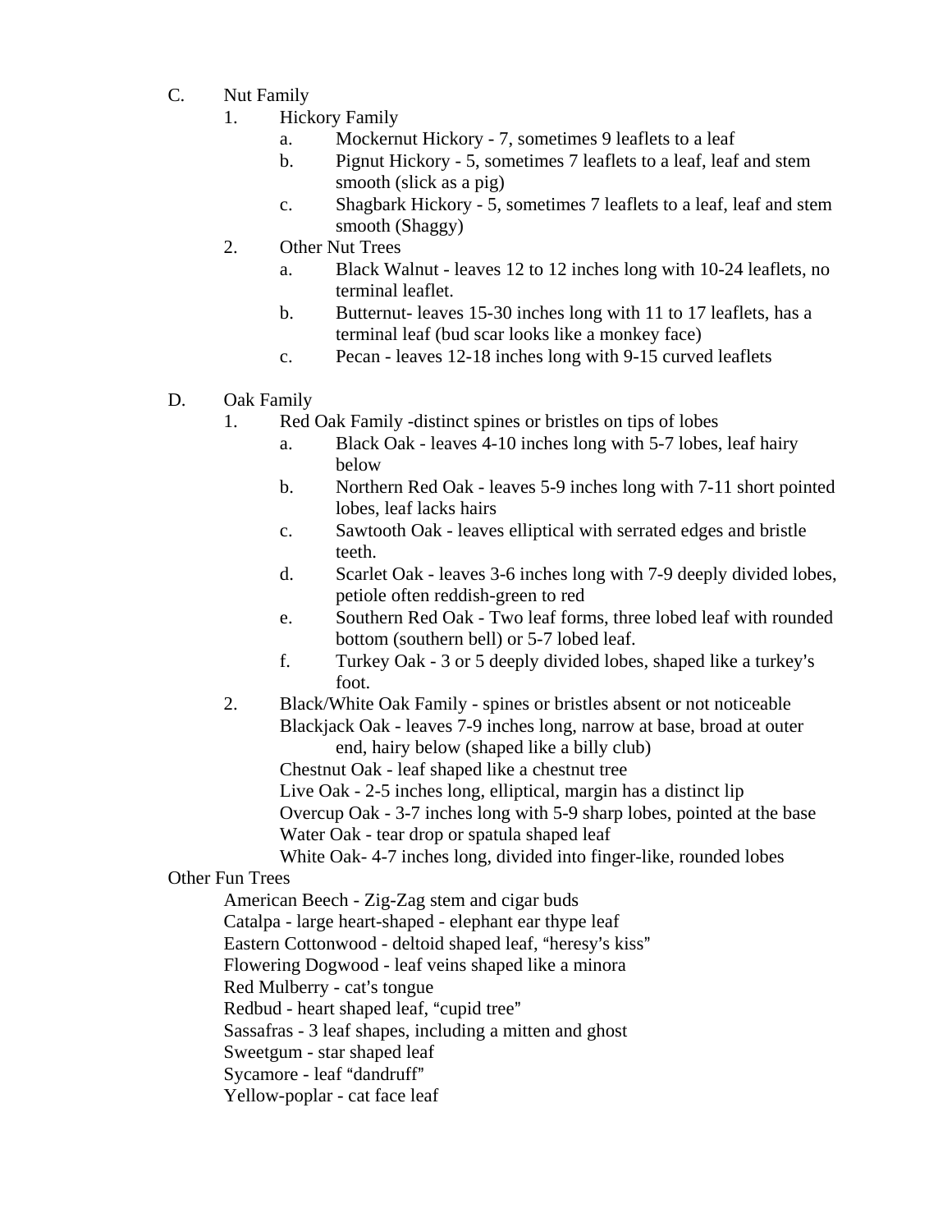C. Nut Family
   1. Hickory Family
      a. Mockernut Hickory - 7, sometimes 9 leaflets to a leaf
      b. Pignut Hickory - 5, sometimes 7 leaflets to a leaf, leaf and stem smooth (slick as a pig)
      c. Shagbark Hickory - 5, sometimes 7 leaflets to a leaf, leaf and stem smooth (Shaggy)
   2. Other Nut Trees
      a. Black Walnut - leaves 12 to 12 inches long with 10-24 leaflets, no terminal leaflet.
      b. Butternut- leaves 15-30 inches long with 11 to 17 leaflets, has a terminal leaf (bud scar looks like a monkey face)
      c. Pecan - leaves 12-18 inches long with 9-15 curved leaflets

D. Oak Family
   1. Red Oak Family -distinct spines or bristles on tips of lobes
      a. Black Oak - leaves 4-10 inches long with 5-7 lobes, leaf hairy below
      b. Northern Red Oak - leaves 5-9 inches long with 7-11 short pointed lobes, leaf lacks hairs
      c. Sawtooth Oak - leaves elliptical with serrated edges and bristle teeth.
      d. Scarlet Oak - leaves 3-6 inches long with 7-9 deeply divided lobes, petiole often reddish-green to red
      e. Southern Red Oak - Two leaf forms, three lobed leaf with rounded bottom (southern bell) or 5-7 lobed leaf.
      f. Turkey Oak - 3 or 5 deeply divided lobes, shaped like a turkey's foot.
   2. Black/White Oak Family - spines or bristles absent or not noticeable
      Blackjack Oak - leaves 7-9 inches long, narrow at base, broad at outer end, hairy below (shaped like a billy club)
      Chestnut Oak - leaf shaped like a chestnut tree
      Live Oak - 2-5 inches long, elliptical, margin has a distinct lip
      Overcup Oak - 3-7 inches long with 5-9 sharp lobes, pointed at the base
      Water Oak - tear drop or spatula shaped leaf
      White Oak- 4-7 inches long, divided into finger-like, rounded lobes

Other Fun Trees
   American Beech - Zig-Zag stem and cigar buds
   Catalpa - large heart-shaped - elephant ear thype leaf
   Eastern Cottonwood - deltoid shaped leaf, "heresy's kiss"
   Flowering Dogwood - leaf veins shaped like a minora
   Red Mulberry - cat's tongue
   Redbud - heart shaped leaf, "cupid tree"
   Sassafras - 3 leaf shapes, including a mitten and ghost
   Sweetgum - star shaped leaf
   Sycamore - leaf "dandruff"
   Yellow-poplar - cat face leaf